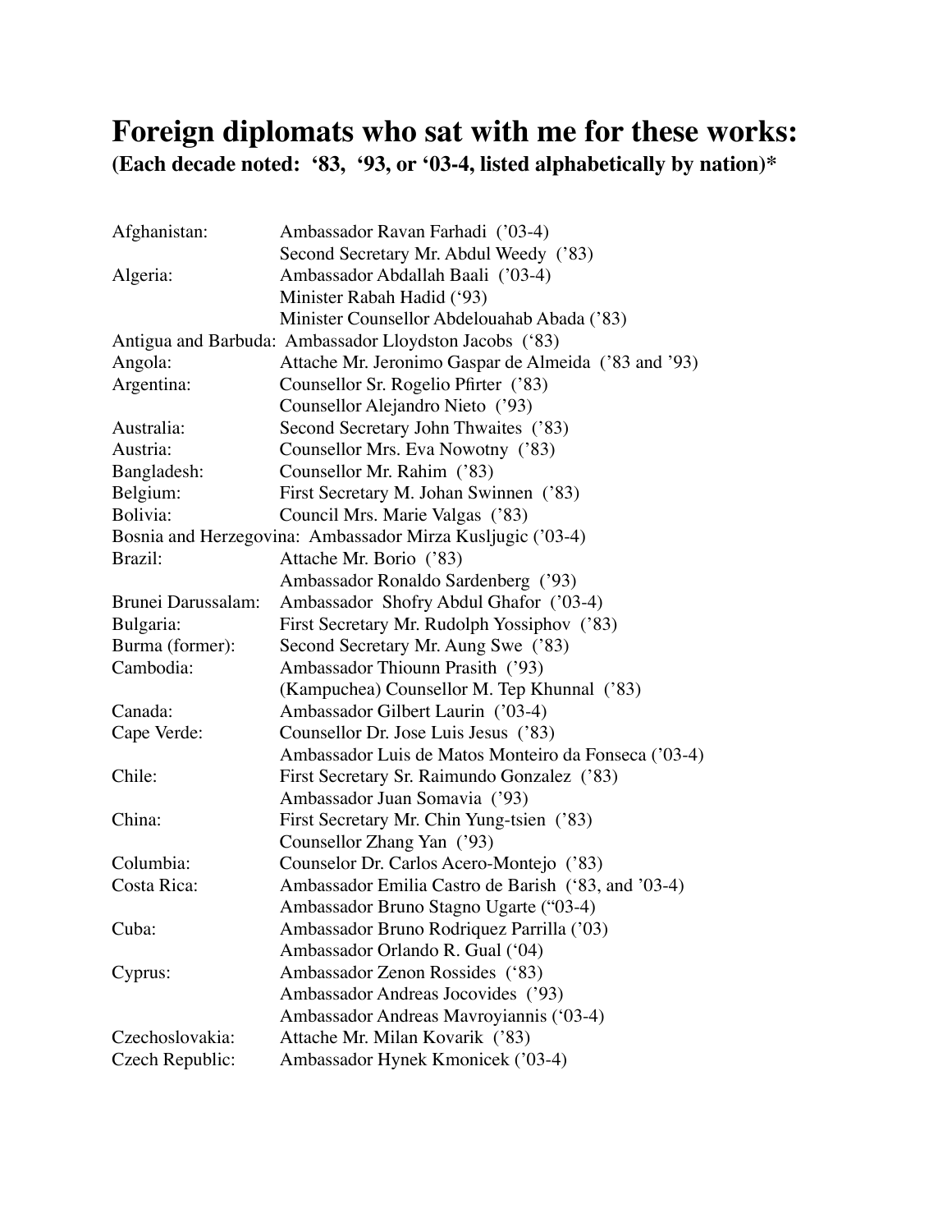# Foreign diplomats who sat with me for these works:

**(Each decade noted: '83, '93, or '03-4, listed alphabetically by nation)***

| | |
|---|---|
| Afghanistan: | Ambassador Ravan Farhadi ('03-4) |
| | Second Secretary Mr. Abdul Weedy ('83) |
| Algeria: | Ambassador Abdallah Baali ('03-4) |
| | Minister Rabah Hadid ('93) |
| | Minister Counsellor Abdelouahab Abada ('83) |
| Antigua and Barbuda: | Ambassador Lloydston Jacobs ('83) |
| Angola: | Attache Mr. Jeronimo Gaspar de Almeida ('83 and '93) |
| Argentina: | Counsellor Sr. Rogelio Pfirter ('83) |
| | Counsellor Alejandro Nieto ('93) |
| Australia: | Second Secretary John Thwaites ('83) |
| Austria: | Counsellor Mrs. Eva Nowotny ('83) |
| Bangladesh: | Counsellor Mr. Rahim ('83) |
| Belgium: | First Secretary M. Johan Swinnen ('83) |
| Bolivia: | Council Mrs. Marie Valgas ('83) |
| Bosnia and Herzegovina: | Ambassador Mirza Kusljugic ('03-4) |
| Brazil: | Attache Mr. Borio ('83) |
| | Ambassador Ronaldo Sardenberg ('93) |
| Brunei Darussalam: | Ambassador Shofry Abdul Ghafor ('03-4) |
| Bulgaria: | First Secretary Mr. Rudolph Yossiphov ('83) |
| Burma (former): | Second Secretary Mr. Aung Swe ('83) |
| Cambodia: | Ambassador Thiounn Prasith ('93) |
| | (Kampuchea) Counsellor M. Tep Khunnal ('83) |
| Canada: | Ambassador Gilbert Laurin ('03-4) |
| Cape Verde: | Counsellor Dr. Jose Luis Jesus ('83) |
| | Ambassador Luis de Matos Monteiro da Fonseca ('03-4) |
| Chile: | First Secretary Sr. Raimundo Gonzalez ('83) |
| | Ambassador Juan Somavia ('93) |
| China: | First Secretary Mr. Chin Yung-tsien ('83) |
| | Counsellor Zhang Yan ('93) |
| Columbia: | Counselor Dr. Carlos Acero-Montejo ('83) |
| Costa Rica: | Ambassador Emilia Castro de Barish ('83, and '03-4) |
| | Ambassador Bruno Stagno Ugarte ("03-4) |
| Cuba: | Ambassador Bruno Rodriquez Parrilla ('03) |
| | Ambassador Orlando R. Gual ('04) |
| Cyprus: | Ambassador Zenon Rossides ('83) |
| | Ambassador Andreas Jocovides ('93) |
| | Ambassador Andreas Mavroyiannis ('03-4) |
| Czechoslovakia: | Attache Mr. Milan Kovarik ('83) |
| Czech Republic: | Ambassador Hynek Kmonicek ('03-4) |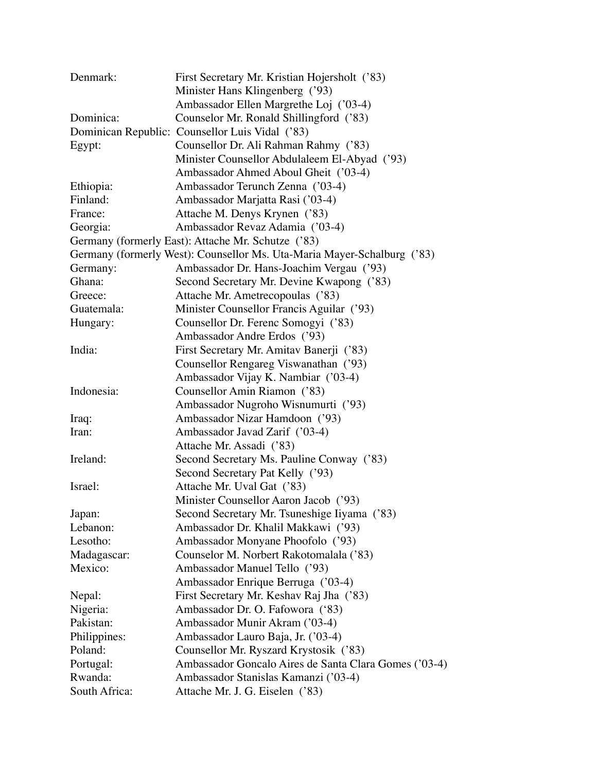| | |
|---|---|
| Denmark: | First Secretary Mr. Kristian Hojersholt ('83) |
| | Minister Hans Klingenberg ('93) |
| | Ambassador Ellen Margrethe Loj ('03-4) |
| Dominica: | Counselor Mr. Ronald Shillingford ('83) |
| Dominican Republic: | Counsellor Luis Vidal ('83) |
| Egypt: | Counsellor Dr. Ali Rahman Rahmy ('83) |
| | Minister Counsellor Abdulaleem El-Abyad ('93) |
| | Ambassador Ahmed Aboul Gheit ('03-4) |
| Ethiopia: | Ambassador Terunch Zenna ('03-4) |
| Finland: | Ambassador Marjatta Rasi ('03-4) |
| France: | Attache M. Denys Krynen ('83) |
| Georgia: | Ambassador Revaz Adamia ('03-4) |
| Germany (formerly East): | Attache Mr. Schutze ('83) |
| Germany (formerly West): | Counsellor Ms. Uta-Maria Mayer-Schalburg ('83) |
| Germany: | Ambassador Dr. Hans-Joachim Vergau ('93) |
| Ghana: | Second Secretary Mr. Devine Kwapong ('83) |
| Greece: | Attache Mr. Ametrecopoulas ('83) |
| Guatemala: | Minister Counsellor Francis Aguilar ('93) |
| Hungary: | Counsellor Dr. Ferenc Somogyi ('83) |
| | Ambassador Andre Erdos ('93) |
| India: | First Secretary Mr. Amitav Banerji ('83) |
| | Counsellor Rengareg Viswanathan ('93) |
| | Ambassador Vijay K. Nambiar ('03-4) |
| Indonesia: | Counsellor Amin Riamon ('83) |
| | Ambassador Nugroho Wisnumurti ('93) |
| Iraq: | Ambassador Nizar Hamdoon ('93) |
| Iran: | Ambassador Javad Zarif ('03-4) |
| | Attache Mr. Assadi ('83) |
| Ireland: | Second Secretary Ms. Pauline Conway ('83) |
| | Second Secretary Pat Kelly ('93) |
| Israel: | Attache Mr. Uval Gat ('83) |
| | Minister Counsellor Aaron Jacob ('93) |
| Japan: | Second Secretary Mr. Tsuneshige Iiyama ('83) |
| Lebanon: | Ambassador Dr. Khalil Makkawi ('93) |
| Lesotho: | Ambassador Monyane Phoofolo ('93) |
| Madagascar: | Counselor M. Norbert Rakotomalala ('83) |
| Mexico: | Ambassador Manuel Tello ('93) |
| | Ambassador Enrique Berruga ('03-4) |
| Nepal: | First Secretary Mr. Keshav Raj Jha ('83) |
| Nigeria: | Ambassador Dr. O. Fafowora ('83) |
| Pakistan: | Ambassador Munir Akram ('03-4) |
| Philippines: | Ambassador Lauro Baja, Jr. ('03-4) |
| Poland: | Counsellor Mr. Ryszard Krystosik ('83) |
| Portugal: | Ambassador Goncalo Aires de Santa Clara Gomes ('03-4) |
| Rwanda: | Ambassador Stanislas Kamanzi ('03-4) |
| South Africa: | Attache Mr. J. G. Eiselen ('83) |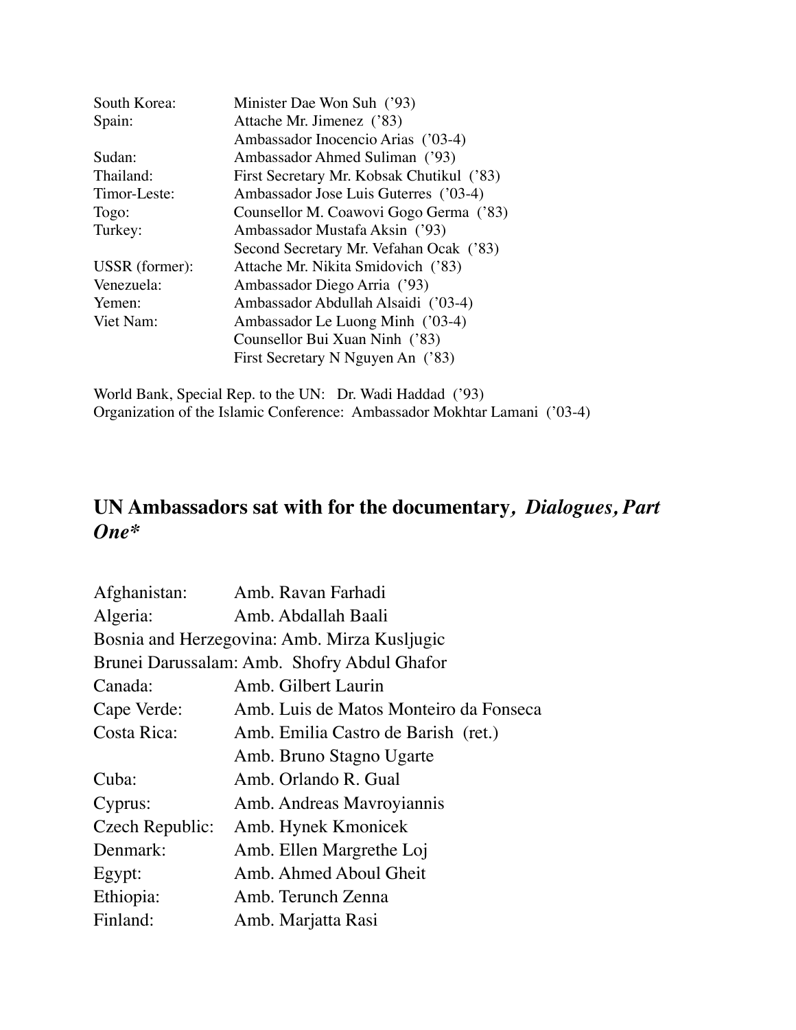| | |
|---|---|
| South Korea: | Minister Dae Won Suh ('93) |
| Spain: | Attache Mr. Jimenez ('83) |
| | Ambassador Inocencio Arias ('03-4) |
| Sudan: | Ambassador Ahmed Suliman ('93) |
| Thailand: | First Secretary Mr. Kobsak Chutikul ('83) |
| Timor-Leste: | Ambassador Jose Luis Guterres ('03-4) |
| Togo: | Counsellor M. Coawovi Gogo Germa ('83) |
| Turkey: | Ambassador Mustafa Aksin ('93) |
| | Second Secretary Mr. Vefahan Ocak ('83) |
| USSR (former): | Attache Mr. Nikita Smidovich ('83) |
| Venezuela: | Ambassador Diego Arria ('93) |
| Yemen: | Ambassador Abdullah Alsaidi ('03-4) |
| Viet Nam: | Ambassador Le Luong Minh ('03-4) |
| | Counsellor Bui Xuan Ninh ('83) |
| | First Secretary N Nguyen An ('83) |

World Bank, Special Rep. to the UN: Dr. Wadi Haddad ('93)
Organization of the Islamic Conference: Ambassador Mokhtar Lamani ('03-4)

## UN Ambassadors sat with for the documentary*, Dialogues, Part One**

Afghanistan: Amb. Ravan Farhadi
Algeria: Amb. Abdallah Baali
Bosnia and Herzegovina: Amb. Mirza Kusljugic
Brunei Darussalam: Amb. Shofry Abdul Ghafor
Canada: Amb. Gilbert Laurin
Cape Verde: Amb. Luis de Matos Monteiro da Fonseca
Costa Rica: Amb. Emilia Castro de Barish (ret.)
Amb. Bruno Stagno Ugarte
Cuba: Amb. Orlando R. Gual
Cyprus: Amb. Andreas Mavroyiannis
Czech Republic: Amb. Hynek Kmonicek
Denmark: Amb. Ellen Margrethe Loj
Egypt: Amb. Ahmed Aboul Gheit
Ethiopia: Amb. Terunch Zenna
Finland: Amb. Marjatta Rasi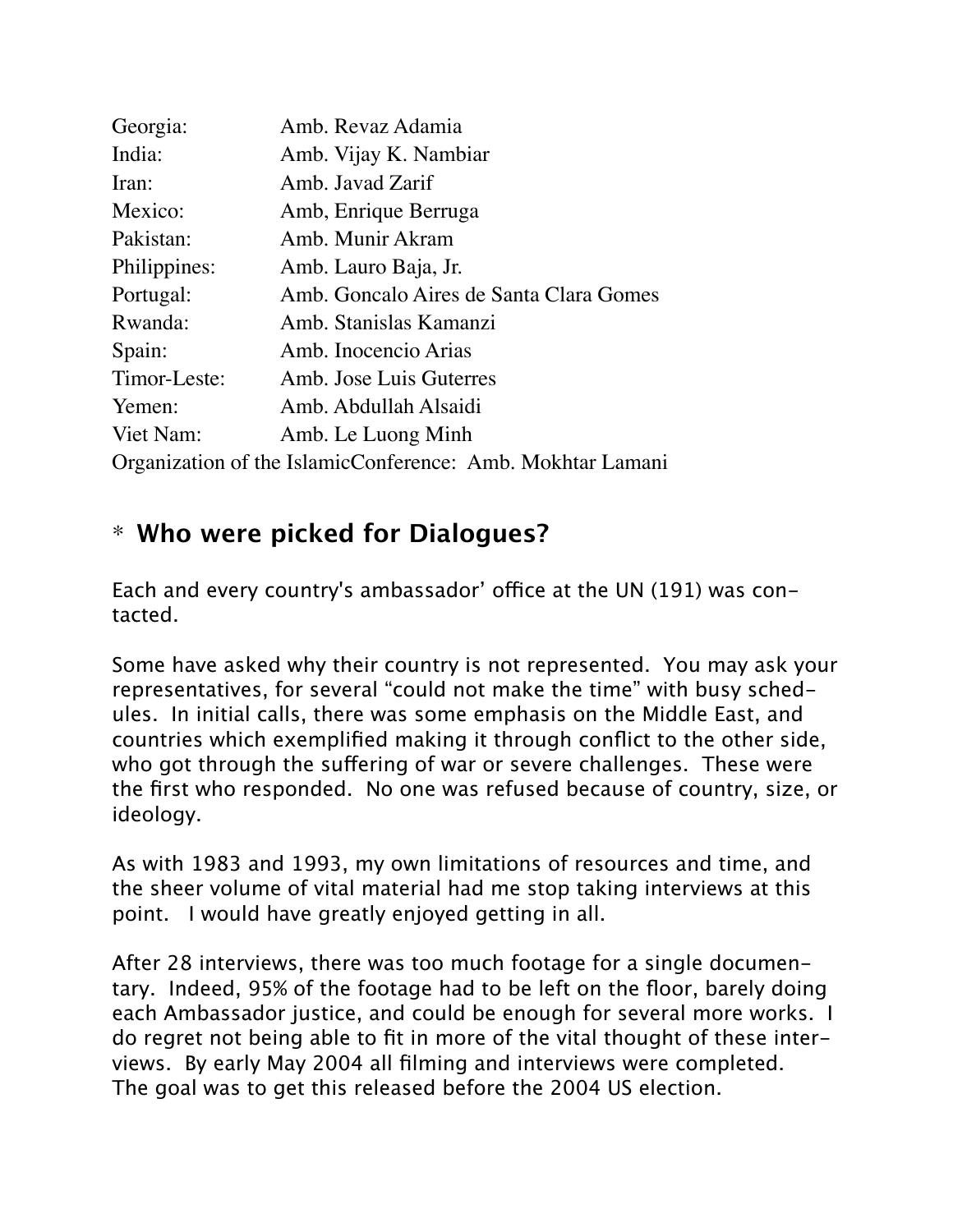Georgia: Amb. Revaz Adamia
India: Amb. Vijay K. Nambiar
Iran: Amb. Javad Zarif
Mexico: Amb, Enrique Berruga
Pakistan: Amb. Munir Akram
Philippines: Amb. Lauro Baja, Jr.
Portugal: Amb. Goncalo Aires de Santa Clara Gomes
Rwanda: Amb. Stanislas Kamanzi
Spain: Amb. Inocencio Arias
Timor-Leste: Amb. Jose Luis Guterres
Yemen: Amb. Abdullah Alsaidi
Viet Nam: Amb. Le Luong Minh
Organization of the IslamicConference: Amb. Mokhtar Lamani

## * Who were picked for Dialogues?

Each and every country's ambassador' office at the UN (191) was contacted.

Some have asked why their country is not represented. You may ask your representatives, for several "could not make the time" with busy schedules. In initial calls, there was some emphasis on the Middle East, and countries which exemplified making it through conflict to the other side, who got through the suffering of war or severe challenges. These were the first who responded. No one was refused because of country, size, or ideology.

As with 1983 and 1993, my own limitations of resources and time, and the sheer volume of vital material had me stop taking interviews at this point. I would have greatly enjoyed getting in all.

After 28 interviews, there was too much footage for a single documentary. Indeed, 95% of the footage had to be left on the floor, barely doing each Ambassador justice, and could be enough for several more works. I do regret not being able to fit in more of the vital thought of these interviews. By early May 2004 all filming and interviews were completed. The goal was to get this released before the 2004 US election.